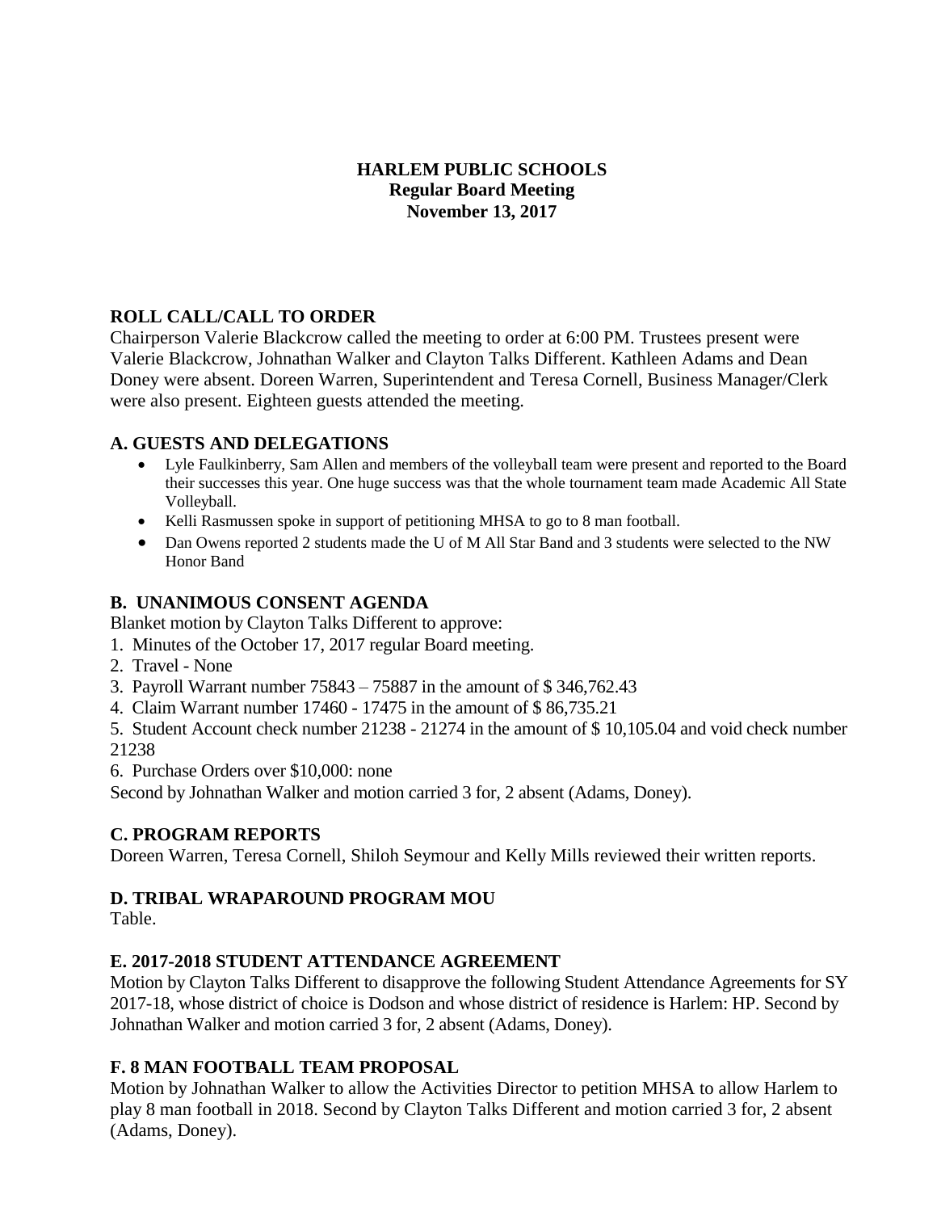# HARLEM PUBLIC SCHOOLS
## Regular Board Meeting
## November 13, 2017

## ROLL CALL/CALL TO ORDER

Chairperson Valerie Blackcrow called the meeting to order at 6:00 PM. Trustees present were Valerie Blackcrow, Johnathan Walker and Clayton Talks Different. Kathleen Adams and Dean Doney were absent. Doreen Warren, Superintendent and Teresa Cornell, Business Manager/Clerk were also present. Eighteen guests attended the meeting.

## A. GUESTS AND DELEGATIONS

- Lyle Faulkinberry, Sam Allen and members of the volleyball team were present and reported to the Board their successes this year. One huge success was that the whole tournament team made Academic All State Volleyball.
- Kelli Rasmussen spoke in support of petitioning MHSA to go to 8 man football.
- Dan Owens reported 2 students made the U of M All Star Band and 3 students were selected to the NW Honor Band

## B. UNANIMOUS CONSENT AGENDA

Blanket motion by Clayton Talks Different to approve:

1. Minutes of the October 17, 2017 regular Board meeting.
2. Travel - None
3. Payroll Warrant number 75843 – 75887 in the amount of $ 346,762.43
4. Claim Warrant number 17460 - 17475 in the amount of $ 86,735.21
5. Student Account check number 21238 - 21274 in the amount of $ 10,105.04 and void check number 21238
6. Purchase Orders over $10,000: none

Second by Johnathan Walker and motion carried 3 for, 2 absent (Adams, Doney).

## C. PROGRAM REPORTS

Doreen Warren, Teresa Cornell, Shiloh Seymour and Kelly Mills reviewed their written reports.

## D. TRIBAL WRAPAROUND PROGRAM MOU

Table.

## E. 2017-2018 STUDENT ATTENDANCE AGREEMENT

Motion by Clayton Talks Different to disapprove the following Student Attendance Agreements for SY 2017-18, whose district of choice is Dodson and whose district of residence is Harlem: HP. Second by Johnathan Walker and motion carried 3 for, 2 absent (Adams, Doney).

## F. 8 MAN FOOTBALL TEAM PROPOSAL

Motion by Johnathan Walker to allow the Activities Director to petition MHSA to allow Harlem to play 8 man football in 2018. Second by Clayton Talks Different and motion carried 3 for, 2 absent (Adams, Doney).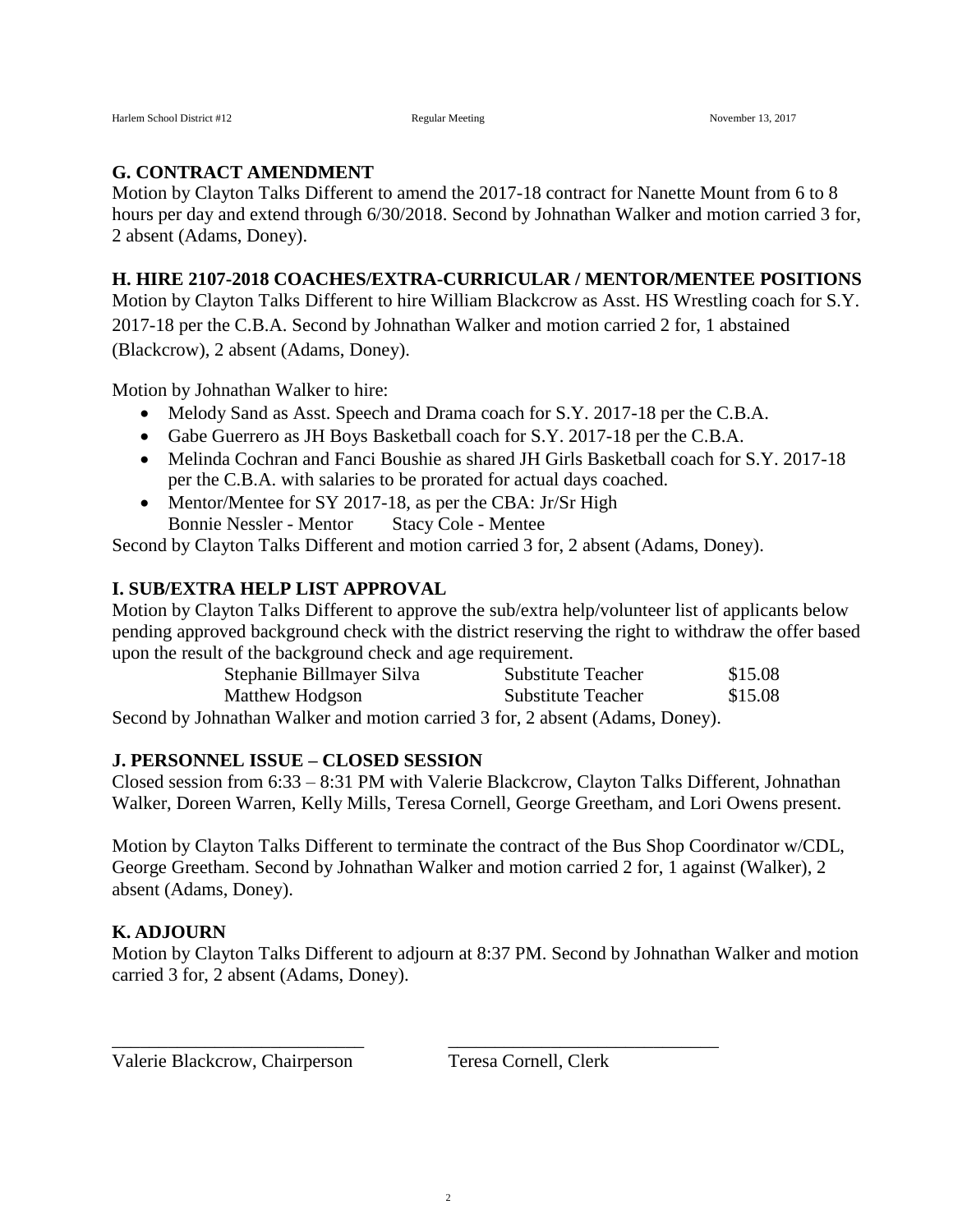## G. CONTRACT AMENDMENT

Motion by Clayton Talks Different to amend the 2017-18 contract for Nanette Mount from 6 to 8 hours per day and extend through 6/30/2018. Second by Johnathan Walker and motion carried 3 for, 2 absent (Adams, Doney).

## H. HIRE 2107-2018 COACHES/EXTRA-CURRICULAR / MENTOR/MENTEE POSITIONS

Motion by Clayton Talks Different to hire William Blackcrow as Asst. HS Wrestling coach for S.Y. 2017-18 per the C.B.A. Second by Johnathan Walker and motion carried 2 for, 1 abstained (Blackcrow), 2 absent (Adams, Doney).

Motion by Johnathan Walker to hire:

- Melody Sand as Asst. Speech and Drama coach for S.Y. 2017-18 per the C.B.A.
- Gabe Guerrero as JH Boys Basketball coach for S.Y. 2017-18 per the C.B.A.
- Melinda Cochran and Fanci Boushie as shared JH Girls Basketball coach for S.Y. 2017-18 per the C.B.A. with salaries to be prorated for actual days coached.
- Mentor/Mentee for SY 2017-18, as per the CBA: Jr/Sr High
  Bonnie Nessler - Mentor Stacy Cole - Mentee

Second by Clayton Talks Different and motion carried 3 for, 2 absent (Adams, Doney).

## I. SUB/EXTRA HELP LIST APPROVAL

Motion by Clayton Talks Different to approve the sub/extra help/volunteer list of applicants below pending approved background check with the district reserving the right to withdraw the offer based upon the result of the background check and age requirement.

| | | |
|---|---|---|
| Stephanie Billmayer Silva | Substitute Teacher | \$15.08 |
| Matthew Hodgson | Substitute Teacher | \$15.08 |

Second by Johnathan Walker and motion carried 3 for, 2 absent (Adams, Doney).

## J. PERSONNEL ISSUE – CLOSED SESSION

Closed session from 6:33 – 8:31 PM with Valerie Blackcrow, Clayton Talks Different, Johnathan Walker, Doreen Warren, Kelly Mills, Teresa Cornell, George Greetham, and Lori Owens present.

Motion by Clayton Talks Different to terminate the contract of the Bus Shop Coordinator w/CDL, George Greetham. Second by Johnathan Walker and motion carried 2 for, 1 against (Walker), 2 absent (Adams, Doney).

## K. ADJOURN

Motion by Clayton Talks Different to adjourn at 8:37 PM. Second by Johnathan Walker and motion carried 3 for, 2 absent (Adams, Doney).

\_\_\_\_\_\_\_\_\_\_\_\_\_\_\_\_\_\_\_\_\_\_\_\_\_\_\_\_ \_\_\_\_\_\_\_\_\_\_\_\_\_\_\_\_\_\_\_\_\_\_\_\_\_\_\_\_\_\_

Valerie Blackcrow, Chairperson Teresa Cornell, Clerk